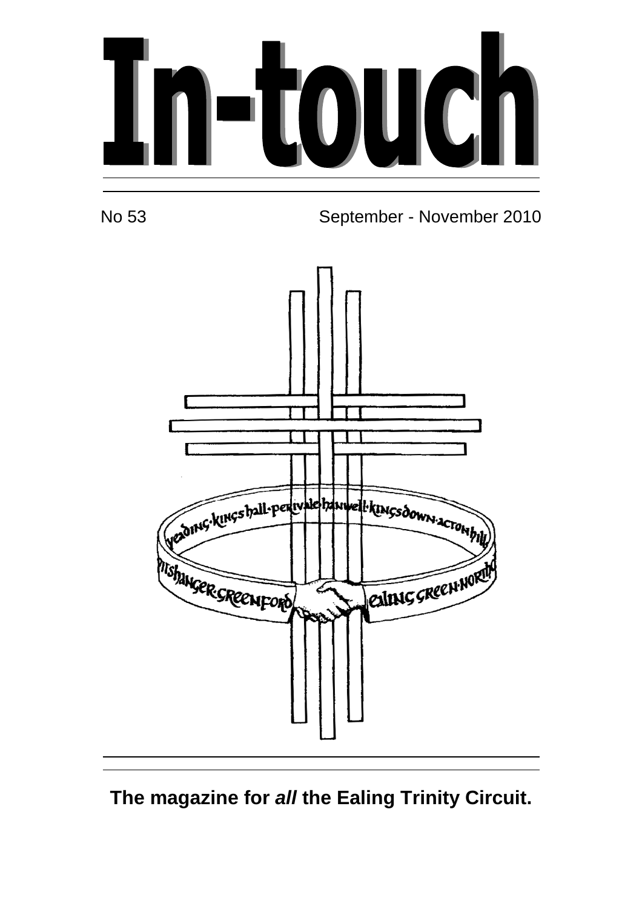# In-touch

No 53 September - November 2010

**The magazine for *all* the Ealing Trinity Circuit.**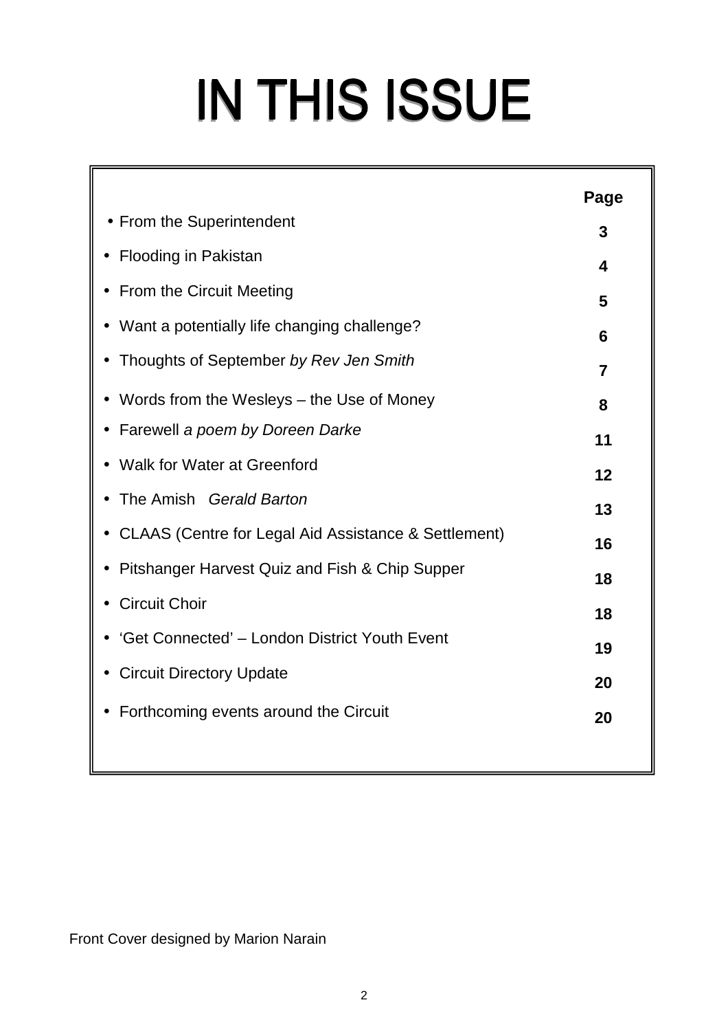# IN THIS ISSUE

| | Page |
|---|---|
| • From the Superintendent | 3 |
| • Flooding in Pakistan | 4 |
| • From the Circuit Meeting | 5 |
| • Want a potentially life changing challenge? | 6 |
| • Thoughts of September *by Rev Jen Smith* | 7 |
| • Words from the Wesleys – the Use of Money | 8 |
| • Farewell *a poem by Doreen Darke* | 11 |
| • Walk for Water at Greenford | 12 |
| • The Amish *Gerald Barton* | 13 |
| • CLAAS (Centre for Legal Aid Assistance & Settlement) | 16 |
| • Pitshanger Harvest Quiz and Fish & Chip Supper | 18 |
| • Circuit Choir | 18 |
| • 'Get Connected' – London District Youth Event | 19 |
| • Circuit Directory Update | 20 |
| • Forthcoming events around the Circuit | 20 |

Front Cover designed by Marion Narain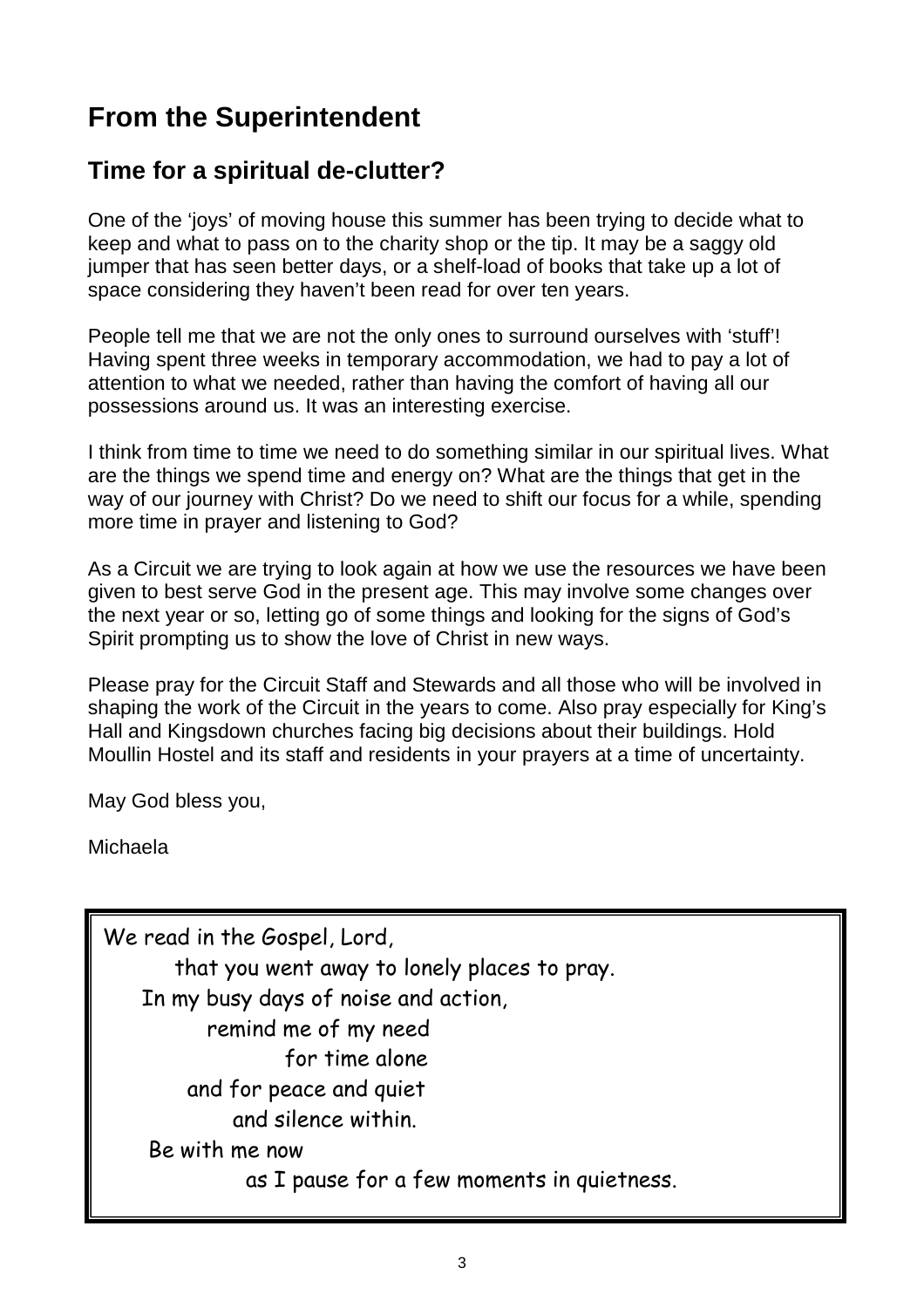# From the Superintendent

## Time for a spiritual de-clutter?

One of the 'joys' of moving house this summer has been trying to decide what to keep and what to pass on to the charity shop or the tip. It may be a saggy old jumper that has seen better days, or a shelf-load of books that take up a lot of space considering they haven't been read for over ten years.

People tell me that we are not the only ones to surround ourselves with 'stuff'! Having spent three weeks in temporary accommodation, we had to pay a lot of attention to what we needed, rather than having the comfort of having all our possessions around us. It was an interesting exercise.

I think from time to time we need to do something similar in our spiritual lives. What are the things we spend time and energy on? What are the things that get in the way of our journey with Christ? Do we need to shift our focus for a while, spending more time in prayer and listening to God?

As a Circuit we are trying to look again at how we use the resources we have been given to best serve God in the present age. This may involve some changes over the next year or so, letting go of some things and looking for the signs of God's Spirit prompting us to show the love of Christ in new ways.

Please pray for the Circuit Staff and Stewards and all those who will be involved in shaping the work of the Circuit in the years to come. Also pray especially for King's Hall and Kingsdown churches facing big decisions about their buildings. Hold Moullin Hostel and its staff and residents in your prayers at a time of uncertainty.

May God bless you,

Michaela

---

We read in the Gospel, Lord,
that you went away to lonely places to pray.
In my busy days of noise and action,
remind me of my need
for time alone
and for peace and quiet
and silence within.
Be with me now
as I pause for a few moments in quietness.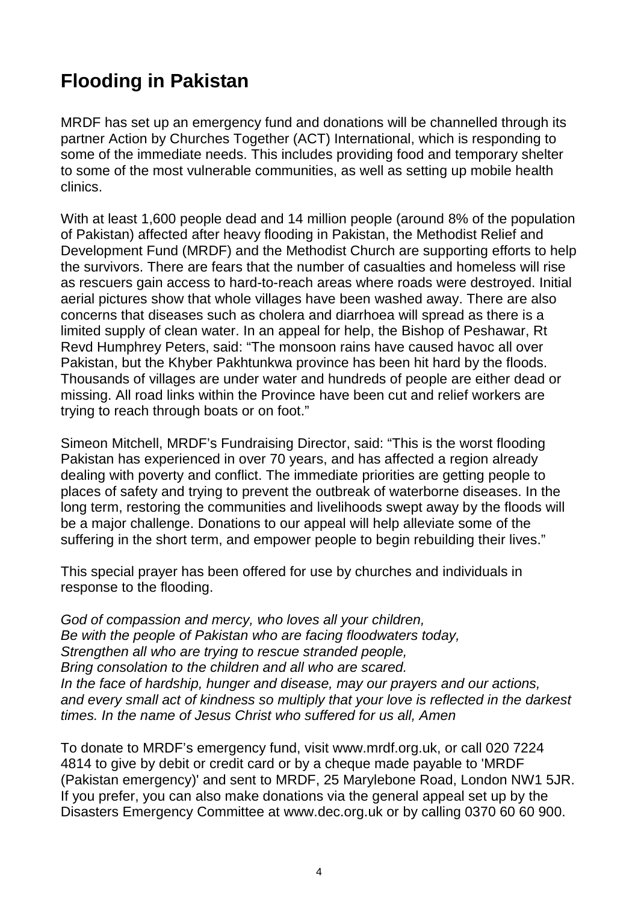## Flooding in Pakistan

MRDF has set up an emergency fund and donations will be channelled through its partner Action by Churches Together (ACT) International, which is responding to some of the immediate needs. This includes providing food and temporary shelter to some of the most vulnerable communities, as well as setting up mobile health clinics.

With at least 1,600 people dead and 14 million people (around 8% of the population of Pakistan) affected after heavy flooding in Pakistan, the Methodist Relief and Development Fund (MRDF) and the Methodist Church are supporting efforts to help the survivors. There are fears that the number of casualties and homeless will rise as rescuers gain access to hard-to-reach areas where roads were destroyed. Initial aerial pictures show that whole villages have been washed away. There are also concerns that diseases such as cholera and diarrhoea will spread as there is a limited supply of clean water. In an appeal for help, the Bishop of Peshawar, Rt Revd Humphrey Peters, said: "The monsoon rains have caused havoc all over Pakistan, but the Khyber Pakhtunkwa province has been hit hard by the floods. Thousands of villages are under water and hundreds of people are either dead or missing. All road links within the Province have been cut and relief workers are trying to reach through boats or on foot."

Simeon Mitchell, MRDF's Fundraising Director, said: "This is the worst flooding Pakistan has experienced in over 70 years, and has affected a region already dealing with poverty and conflict. The immediate priorities are getting people to places of safety and trying to prevent the outbreak of waterborne diseases. In the long term, restoring the communities and livelihoods swept away by the floods will be a major challenge. Donations to our appeal will help alleviate some of the suffering in the short term, and empower people to begin rebuilding their lives."

This special prayer has been offered for use by churches and individuals in response to the flooding.

*God of compassion and mercy, who loves all your children,*
*Be with the people of Pakistan who are facing floodwaters today,*
*Strengthen all who are trying to rescue stranded people,*
*Bring consolation to the children and all who are scared.*
*In the face of hardship, hunger and disease, may our prayers and our actions, and every small act of kindness so multiply that your love is reflected in the darkest times. In the name of Jesus Christ who suffered for us all, Amen*

To donate to MRDF's emergency fund, visit www.mrdf.org.uk, or call 020 7224 4814 to give by debit or credit card or by a cheque made payable to 'MRDF (Pakistan emergency)' and sent to MRDF, 25 Marylebone Road, London NW1 5JR. If you prefer, you can also make donations via the general appeal set up by the Disasters Emergency Committee at www.dec.org.uk or by calling 0370 60 60 900.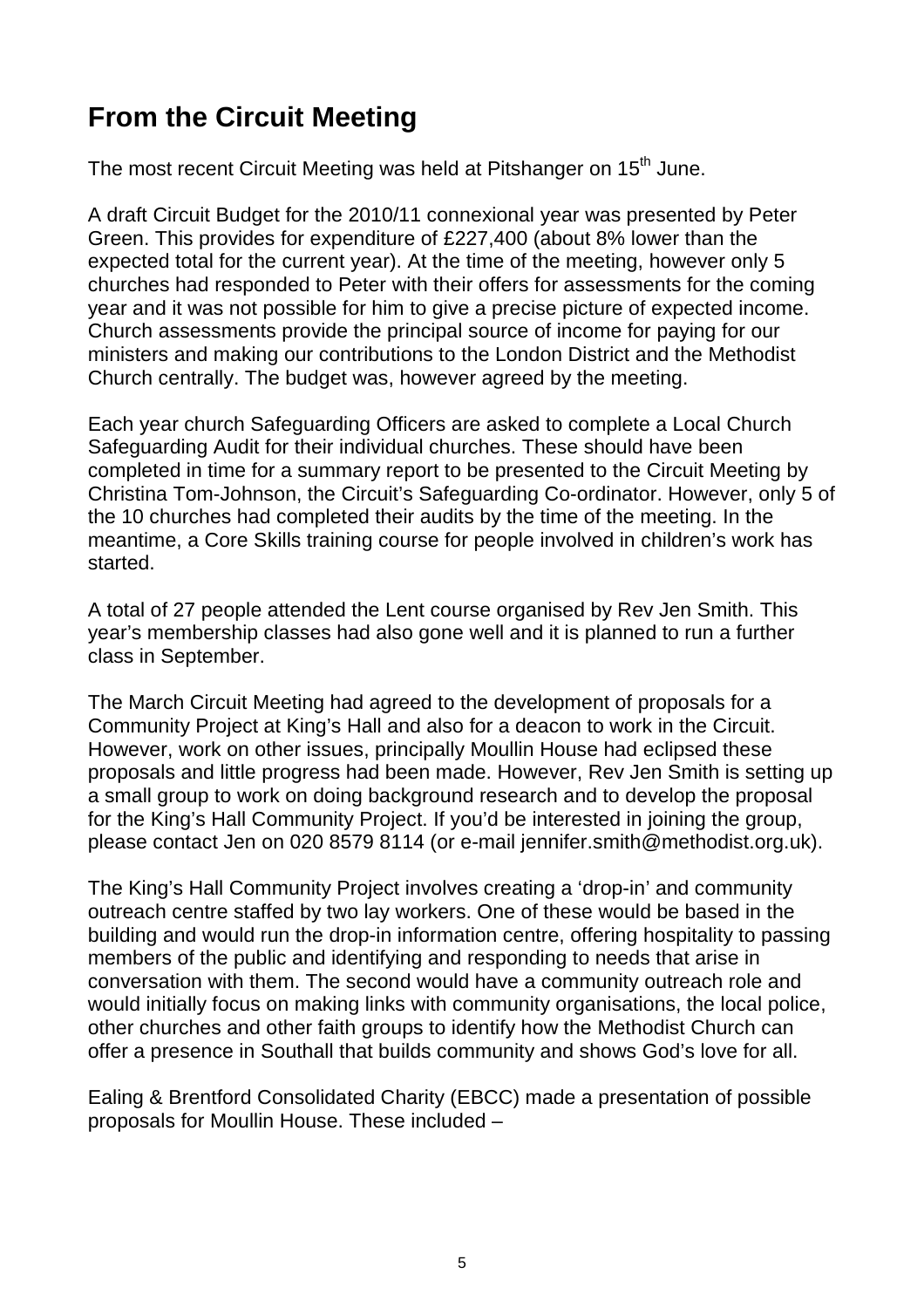## From the Circuit Meeting

The most recent Circuit Meeting was held at Pitshanger on 15th June.

A draft Circuit Budget for the 2010/11 connexional year was presented by Peter Green. This provides for expenditure of £227,400 (about 8% lower than the expected total for the current year). At the time of the meeting, however only 5 churches had responded to Peter with their offers for assessments for the coming year and it was not possible for him to give a precise picture of expected income. Church assessments provide the principal source of income for paying for our ministers and making our contributions to the London District and the Methodist Church centrally. The budget was, however agreed by the meeting.

Each year church Safeguarding Officers are asked to complete a Local Church Safeguarding Audit for their individual churches. These should have been completed in time for a summary report to be presented to the Circuit Meeting by Christina Tom-Johnson, the Circuit's Safeguarding Co-ordinator. However, only 5 of the 10 churches had completed their audits by the time of the meeting. In the meantime, a Core Skills training course for people involved in children's work has started.

A total of 27 people attended the Lent course organised by Rev Jen Smith. This year's membership classes had also gone well and it is planned to run a further class in September.

The March Circuit Meeting had agreed to the development of proposals for a Community Project at King's Hall and also for a deacon to work in the Circuit. However, work on other issues, principally Moullin House had eclipsed these proposals and little progress had been made. However, Rev Jen Smith is setting up a small group to work on doing background research and to develop the proposal for the King's Hall Community Project. If you'd be interested in joining the group, please contact Jen on 020 8579 8114 (or e-mail jennifer.smith@methodist.org.uk).

The King's Hall Community Project involves creating a 'drop-in' and community outreach centre staffed by two lay workers. One of these would be based in the building and would run the drop-in information centre, offering hospitality to passing members of the public and identifying and responding to needs that arise in conversation with them. The second would have a community outreach role and would initially focus on making links with community organisations, the local police, other churches and other faith groups to identify how the Methodist Church can offer a presence in Southall that builds community and shows God's love for all.

Ealing & Brentford Consolidated Charity (EBCC) made a presentation of possible proposals for Moullin House. These included –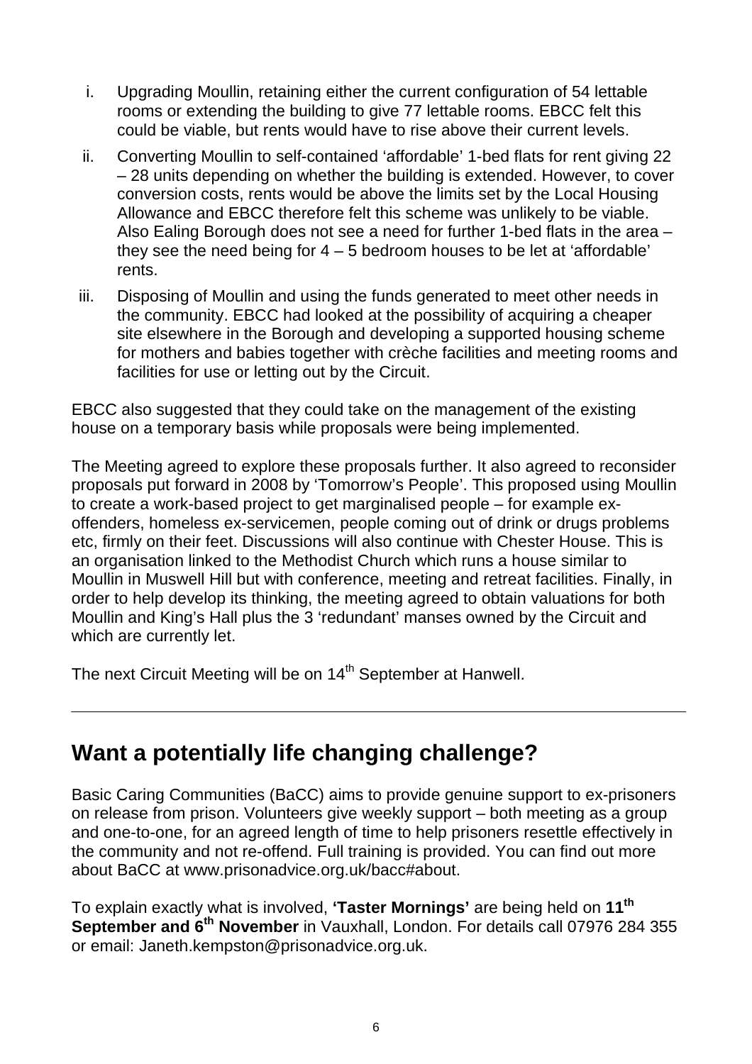i. Upgrading Moullin, retaining either the current configuration of 54 lettable rooms or extending the building to give 77 lettable rooms. EBCC felt this could be viable, but rents would have to rise above their current levels.

ii. Converting Moullin to self-contained 'affordable' 1-bed flats for rent giving 22 – 28 units depending on whether the building is extended. However, to cover conversion costs, rents would be above the limits set by the Local Housing Allowance and EBCC therefore felt this scheme was unlikely to be viable. Also Ealing Borough does not see a need for further 1-bed flats in the area – they see the need being for 4 – 5 bedroom houses to be let at 'affordable' rents.

iii. Disposing of Moullin and using the funds generated to meet other needs in the community. EBCC had looked at the possibility of acquiring a cheaper site elsewhere in the Borough and developing a supported housing scheme for mothers and babies together with crèche facilities and meeting rooms and facilities for use or letting out by the Circuit.

EBCC also suggested that they could take on the management of the existing house on a temporary basis while proposals were being implemented.

The Meeting agreed to explore these proposals further. It also agreed to reconsider proposals put forward in 2008 by 'Tomorrow's People'. This proposed using Moullin to create a work-based project to get marginalised people – for example ex-offenders, homeless ex-servicemen, people coming out of drink or drugs problems etc, firmly on their feet. Discussions will also continue with Chester House. This is an organisation linked to the Methodist Church which runs a house similar to Moullin in Muswell Hill but with conference, meeting and retreat facilities. Finally, in order to help develop its thinking, the meeting agreed to obtain valuations for both Moullin and King's Hall plus the 3 'redundant' manses owned by the Circuit and which are currently let.

The next Circuit Meeting will be on 14th September at Hanwell.

---

## Want a potentially life changing challenge?

Basic Caring Communities (BaCC) aims to provide genuine support to ex-prisoners on release from prison. Volunteers give weekly support – both meeting as a group and one-to-one, for an agreed length of time to help prisoners resettle effectively in the community and not re-offend. Full training is provided. You can find out more about BaCC at www.prisonadvice.org.uk/bacc#about.

To explain exactly what is involved, **'Taster Mornings'** are being held on **11th September and 6th November** in Vauxhall, London. For details call 07976 284 355 or email: Janeth.kempston@prisonadvice.org.uk.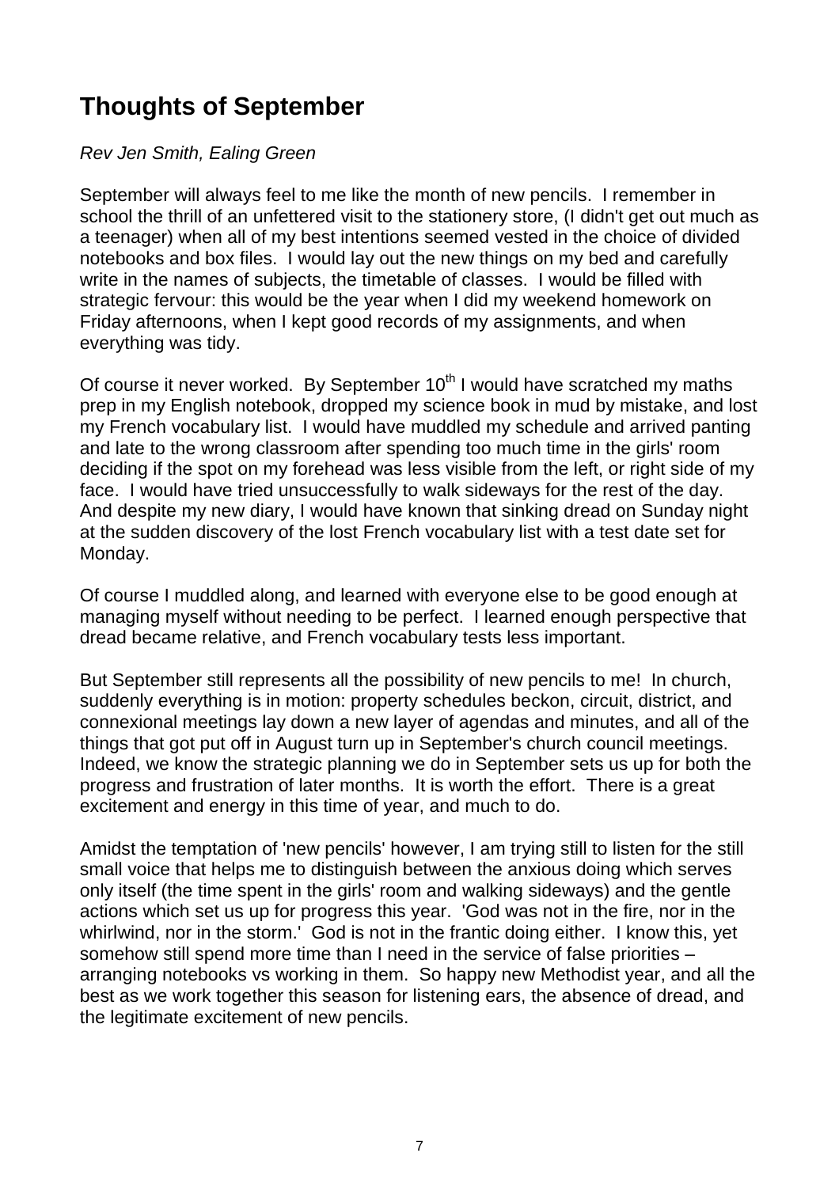# Thoughts of September

*Rev Jen Smith, Ealing Green*

September will always feel to me like the month of new pencils. I remember in school the thrill of an unfettered visit to the stationery store, (I didn't get out much as a teenager) when all of my best intentions seemed vested in the choice of divided notebooks and box files. I would lay out the new things on my bed and carefully write in the names of subjects, the timetable of classes. I would be filled with strategic fervour: this would be the year when I did my weekend homework on Friday afternoons, when I kept good records of my assignments, and when everything was tidy.

Of course it never worked. By September 10th I would have scratched my maths prep in my English notebook, dropped my science book in mud by mistake, and lost my French vocabulary list. I would have muddled my schedule and arrived panting and late to the wrong classroom after spending too much time in the girls' room deciding if the spot on my forehead was less visible from the left, or right side of my face. I would have tried unsuccessfully to walk sideways for the rest of the day. And despite my new diary, I would have known that sinking dread on Sunday night at the sudden discovery of the lost French vocabulary list with a test date set for Monday.

Of course I muddled along, and learned with everyone else to be good enough at managing myself without needing to be perfect. I learned enough perspective that dread became relative, and French vocabulary tests less important.

But September still represents all the possibility of new pencils to me! In church, suddenly everything is in motion: property schedules beckon, circuit, district, and connexional meetings lay down a new layer of agendas and minutes, and all of the things that got put off in August turn up in September's church council meetings. Indeed, we know the strategic planning we do in September sets us up for both the progress and frustration of later months. It is worth the effort. There is a great excitement and energy in this time of year, and much to do.

Amidst the temptation of 'new pencils' however, I am trying still to listen for the still small voice that helps me to distinguish between the anxious doing which serves only itself (the time spent in the girls' room and walking sideways) and the gentle actions which set us up for progress this year. 'God was not in the fire, nor in the whirlwind, nor in the storm.' God is not in the frantic doing either. I know this, yet somehow still spend more time than I need in the service of false priorities – arranging notebooks vs working in them. So happy new Methodist year, and all the best as we work together this season for listening ears, the absence of dread, and the legitimate excitement of new pencils.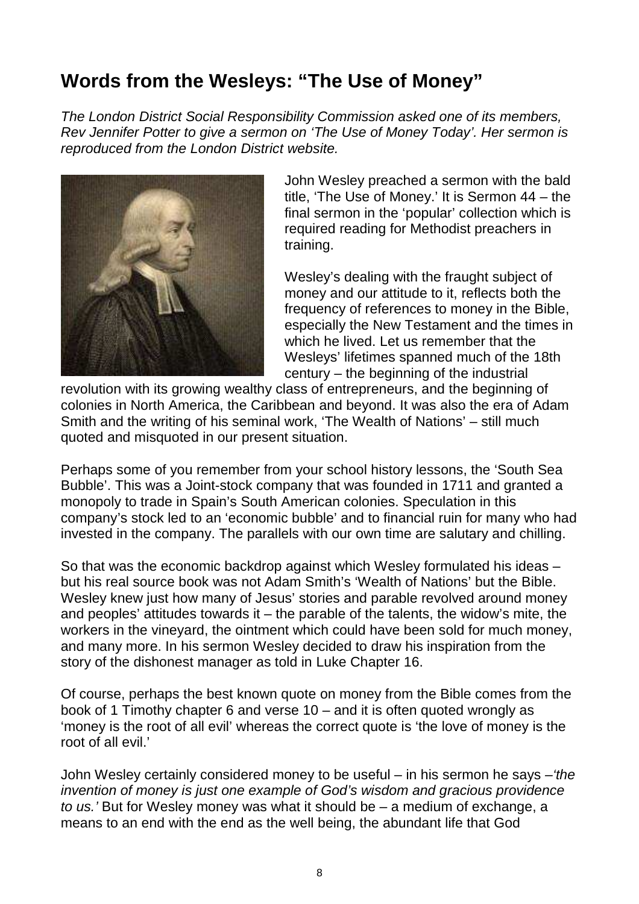## Words from the Wesleys: "The Use of Money"

*The London District Social Responsibility Commission asked one of its members, Rev Jennifer Potter to give a sermon on 'The Use of Money Today'. Her sermon is reproduced from the London District website.*

John Wesley preached a sermon with the bald title, 'The Use of Money.' It is Sermon 44 – the final sermon in the 'popular' collection which is required reading for Methodist preachers in training.

Wesley's dealing with the fraught subject of money and our attitude to it, reflects both the frequency of references to money in the Bible, especially the New Testament and the times in which he lived. Let us remember that the Wesleys' lifetimes spanned much of the 18th century – the beginning of the industrial revolution with its growing wealthy class of entrepreneurs, and the beginning of colonies in North America, the Caribbean and beyond. It was also the era of Adam Smith and the writing of his seminal work, 'The Wealth of Nations' – still much quoted and misquoted in our present situation.

Perhaps some of you remember from your school history lessons, the 'South Sea Bubble'. This was a Joint-stock company that was founded in 1711 and granted a monopoly to trade in Spain's South American colonies. Speculation in this company's stock led to an 'economic bubble' and to financial ruin for many who had invested in the company. The parallels with our own time are salutary and chilling.

So that was the economic backdrop against which Wesley formulated his ideas – but his real source book was not Adam Smith's 'Wealth of Nations' but the Bible. Wesley knew just how many of Jesus' stories and parable revolved around money and peoples' attitudes towards it – the parable of the talents, the widow's mite, the workers in the vineyard, the ointment which could have been sold for much money, and many more. In his sermon Wesley decided to draw his inspiration from the story of the dishonest manager as told in Luke Chapter 16.

Of course, perhaps the best known quote on money from the Bible comes from the book of 1 Timothy chapter 6 and verse 10 – and it is often quoted wrongly as 'money is the root of all evil' whereas the correct quote is 'the love of money is the root of all evil.'

John Wesley certainly considered money to be useful – in his sermon he says –*'the invention of money is just one example of God's wisdom and gracious providence to us.'* But for Wesley money was what it should be – a medium of exchange, a means to an end with the end as the well being, the abundant life that God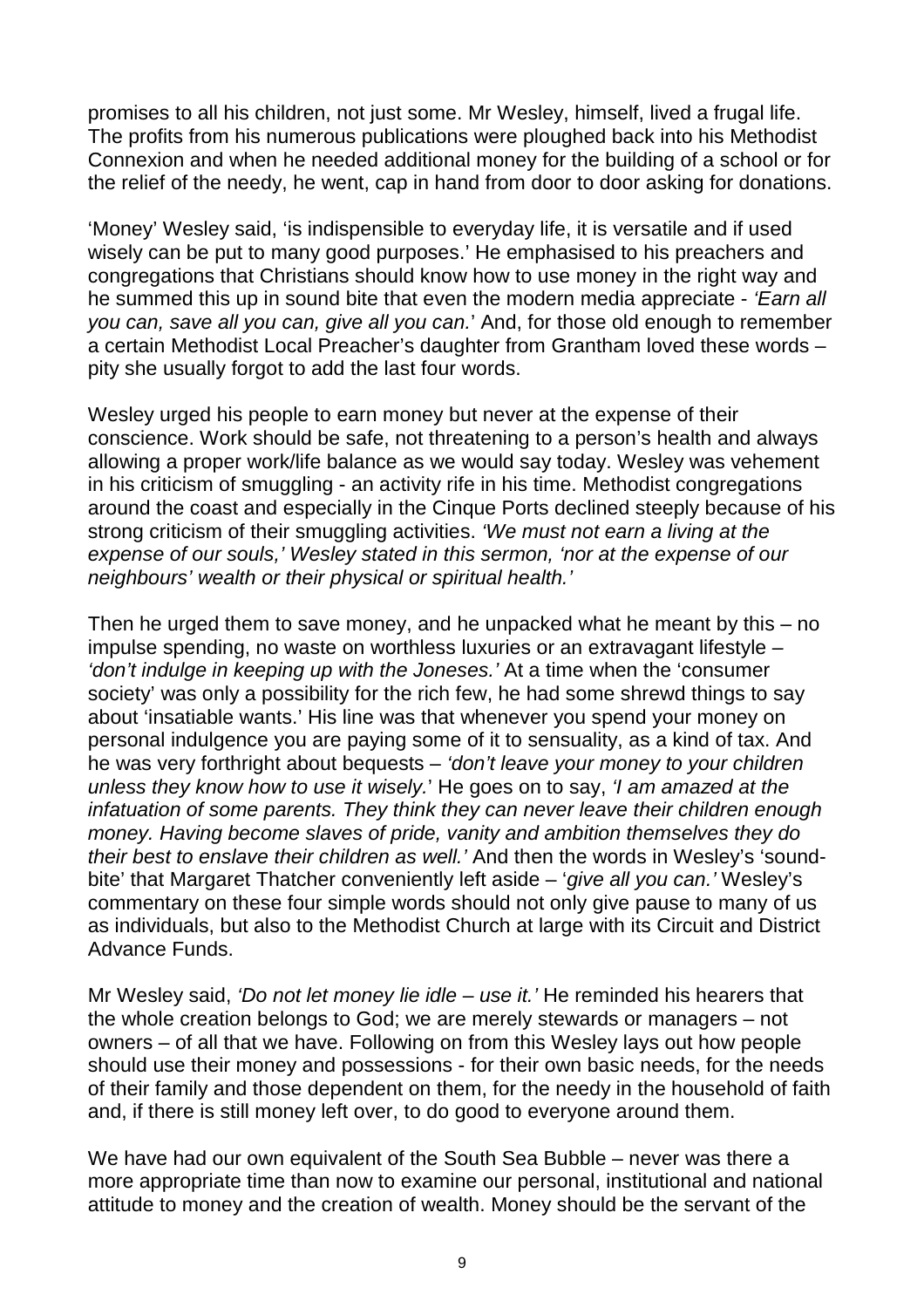promises to all his children, not just some. Mr Wesley, himself, lived a frugal life. The profits from his numerous publications were ploughed back into his Methodist Connexion and when he needed additional money for the building of a school or for the relief of the needy, he went, cap in hand from door to door asking for donations.

'Money' Wesley said, 'is indispensible to everyday life, it is versatile and if used wisely can be put to many good purposes.' He emphasised to his preachers and congregations that Christians should know how to use money in the right way and he summed this up in sound bite that even the modern media appreciate - *'Earn all you can, save all you can, give all you can.*' And, for those old enough to remember a certain Methodist Local Preacher's daughter from Grantham loved these words – pity she usually forgot to add the last four words.

Wesley urged his people to earn money but never at the expense of their conscience. Work should be safe, not threatening to a person's health and always allowing a proper work/life balance as we would say today. Wesley was vehement in his criticism of smuggling - an activity rife in his time. Methodist congregations around the coast and especially in the Cinque Ports declined steeply because of his strong criticism of their smuggling activities. *'We must not earn a living at the expense of our souls,' Wesley stated in this sermon, 'nor at the expense of our neighbours' wealth or their physical or spiritual health.'*

Then he urged them to save money, and he unpacked what he meant by this – no impulse spending, no waste on worthless luxuries or an extravagant lifestyle – *'don't indulge in keeping up with the Joneses.'* At a time when the 'consumer society' was only a possibility for the rich few, he had some shrewd things to say about 'insatiable wants.' His line was that whenever you spend your money on personal indulgence you are paying some of it to sensuality, as a kind of tax. And he was very forthright about bequests – *'don't leave your money to your children unless they know how to use it wisely.*' He goes on to say, *'I am amazed at the infatuation of some parents. They think they can never leave their children enough money. Having become slaves of pride, vanity and ambition themselves they do their best to enslave their children as well.'* And then the words in Wesley's 'sound-bite' that Margaret Thatcher conveniently left aside – '*give all you can.'* Wesley's commentary on these four simple words should not only give pause to many of us as individuals, but also to the Methodist Church at large with its Circuit and District Advance Funds.

Mr Wesley said, *'Do not let money lie idle – use it.'* He reminded his hearers that the whole creation belongs to God; we are merely stewards or managers – not owners – of all that we have. Following on from this Wesley lays out how people should use their money and possessions - for their own basic needs, for the needs of their family and those dependent on them, for the needy in the household of faith and, if there is still money left over, to do good to everyone around them.

We have had our own equivalent of the South Sea Bubble – never was there a more appropriate time than now to examine our personal, institutional and national attitude to money and the creation of wealth. Money should be the servant of the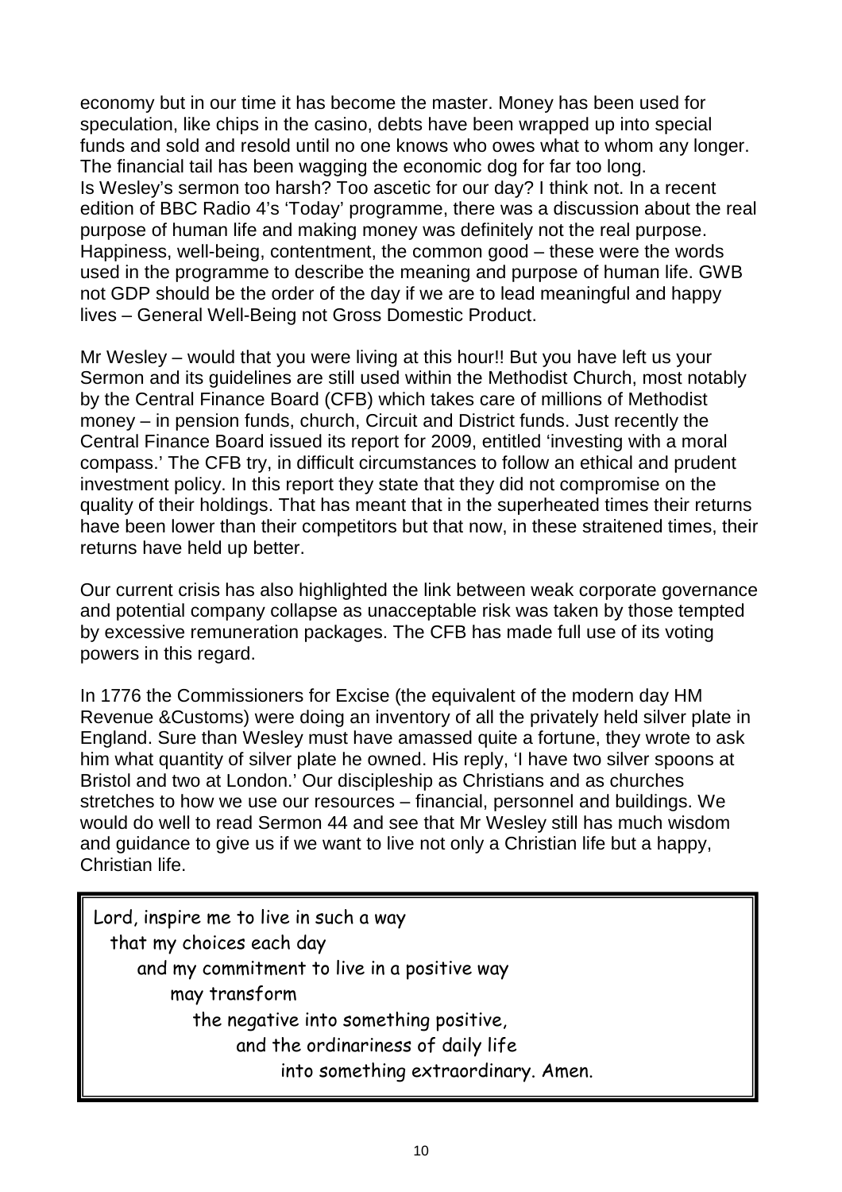economy but in our time it has become the master. Money has been used for speculation, like chips in the casino, debts have been wrapped up into special funds and sold and resold until no one knows who owes what to whom any longer. The financial tail has been wagging the economic dog for far too long.
Is Wesley's sermon too harsh? Too ascetic for our day? I think not. In a recent edition of BBC Radio 4's 'Today' programme, there was a discussion about the real purpose of human life and making money was definitely not the real purpose. Happiness, well-being, contentment, the common good – these were the words used in the programme to describe the meaning and purpose of human life. GWB not GDP should be the order of the day if we are to lead meaningful and happy lives – General Well-Being not Gross Domestic Product.

Mr Wesley – would that you were living at this hour!! But you have left us your Sermon and its guidelines are still used within the Methodist Church, most notably by the Central Finance Board (CFB) which takes care of millions of Methodist money – in pension funds, church, Circuit and District funds. Just recently the Central Finance Board issued its report for 2009, entitled 'investing with a moral compass.' The CFB try, in difficult circumstances to follow an ethical and prudent investment policy. In this report they state that they did not compromise on the quality of their holdings. That has meant that in the superheated times their returns have been lower than their competitors but that now, in these straitened times, their returns have held up better.

Our current crisis has also highlighted the link between weak corporate governance and potential company collapse as unacceptable risk was taken by those tempted by excessive remuneration packages. The CFB has made full use of its voting powers in this regard.

In 1776 the Commissioners for Excise (the equivalent of the modern day HM Revenue &Customs) were doing an inventory of all the privately held silver plate in England. Sure than Wesley must have amassed quite a fortune, they wrote to ask him what quantity of silver plate he owned. His reply, 'I have two silver spoons at Bristol and two at London.' Our discipleship as Christians and as churches stretches to how we use our resources – financial, personnel and buildings. We would do well to read Sermon 44 and see that Mr Wesley still has much wisdom and guidance to give us if we want to live not only a Christian life but a happy, Christian life.

Lord, inspire me to live in such a way
that my choices each day
and my commitment to live in a positive way
may transform
the negative into something positive,
and the ordinariness of daily life
into something extraordinary. Amen.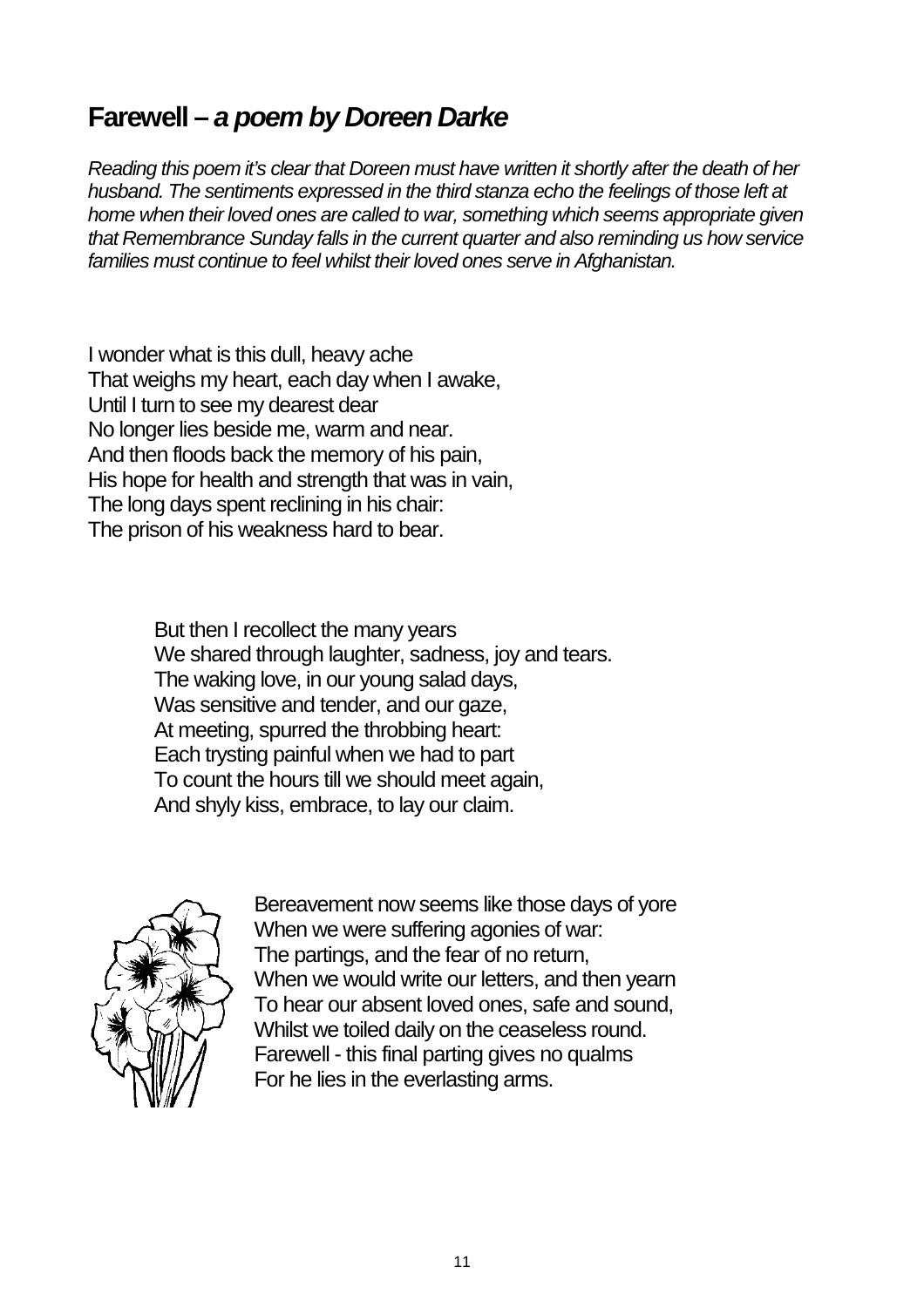## Farewell – *a poem by Doreen Darke*

*Reading this poem it's clear that Doreen must have written it shortly after the death of her husband. The sentiments expressed in the third stanza echo the feelings of those left at home when their loved ones are called to war, something which seems appropriate given that Remembrance Sunday falls in the current quarter and also reminding us how service families must continue to feel whilst their loved ones serve in Afghanistan.*

I wonder what is this dull, heavy ache  
That weighs my heart, each day when I awake,  
Until I turn to see my dearest dear  
No longer lies beside me, warm and near.  
And then floods back the memory of his pain,  
His hope for health and strength that was in vain,  
The long days spent reclining in his chair:  
The prison of his weakness hard to bear.

But then I recollect the many years  
We shared through laughter, sadness, joy and tears.  
The waking love, in our young salad days,  
Was sensitive and tender, and our gaze,  
At meeting, spurred the throbbing heart:  
Each trysting painful when we had to part  
To count the hours till we should meet again,  
And shyly kiss, embrace, to lay our claim.

Bereavement now seems like those days of yore  
When we were suffering agonies of war:  
The partings, and the fear of no return,  
When we would write our letters, and then yearn  
To hear our absent loved ones, safe and sound,  
Whilst we toiled daily on the ceaseless round.  
Farewell - this final parting gives no qualms  
For he lies in the everlasting arms.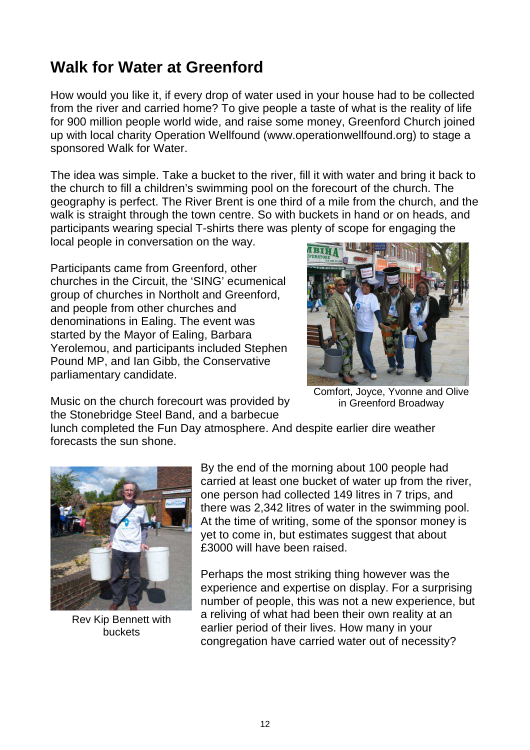# Walk for Water at Greenford

How would you like it, if every drop of water used in your house had to be collected from the river and carried home? To give people a taste of what is the reality of life for 900 million people world wide, and raise some money, Greenford Church joined up with local charity Operation Wellfound (www.operationwellfound.org) to stage a sponsored Walk for Water.

The idea was simple. Take a bucket to the river, fill it with water and bring it back to the church to fill a children's swimming pool on the forecourt of the church. The geography is perfect. The River Brent is one third of a mile from the church, and the walk is straight through the town centre. So with buckets in hand or on heads, and participants wearing special T-shirts there was plenty of scope for engaging the local people in conversation on the way.

Participants came from Greenford, other churches in the Circuit, the 'SING' ecumenical group of churches in Northolt and Greenford, and people from other churches and denominations in Ealing. The event was started by the Mayor of Ealing, Barbara Yerolemou, and participants included Stephen Pound MP, and Ian Gibb, the Conservative parliamentary candidate.

Comfort, Joyce, Yvonne and Olive in Greenford Broadway

Music on the church forecourt was provided by the Stonebridge Steel Band, and a barbecue lunch completed the Fun Day atmosphere. And despite earlier dire weather forecasts the sun shone.

Rev Kip Bennett with buckets

By the end of the morning about 100 people had carried at least one bucket of water up from the river, one person had collected 149 litres in 7 trips, and there was 2,342 litres of water in the swimming pool. At the time of writing, some of the sponsor money is yet to come in, but estimates suggest that about £3000 will have been raised.

Perhaps the most striking thing however was the experience and expertise on display. For a surprising number of people, this was not a new experience, but a reliving of what had been their own reality at an earlier period of their lives. How many in your congregation have carried water out of necessity?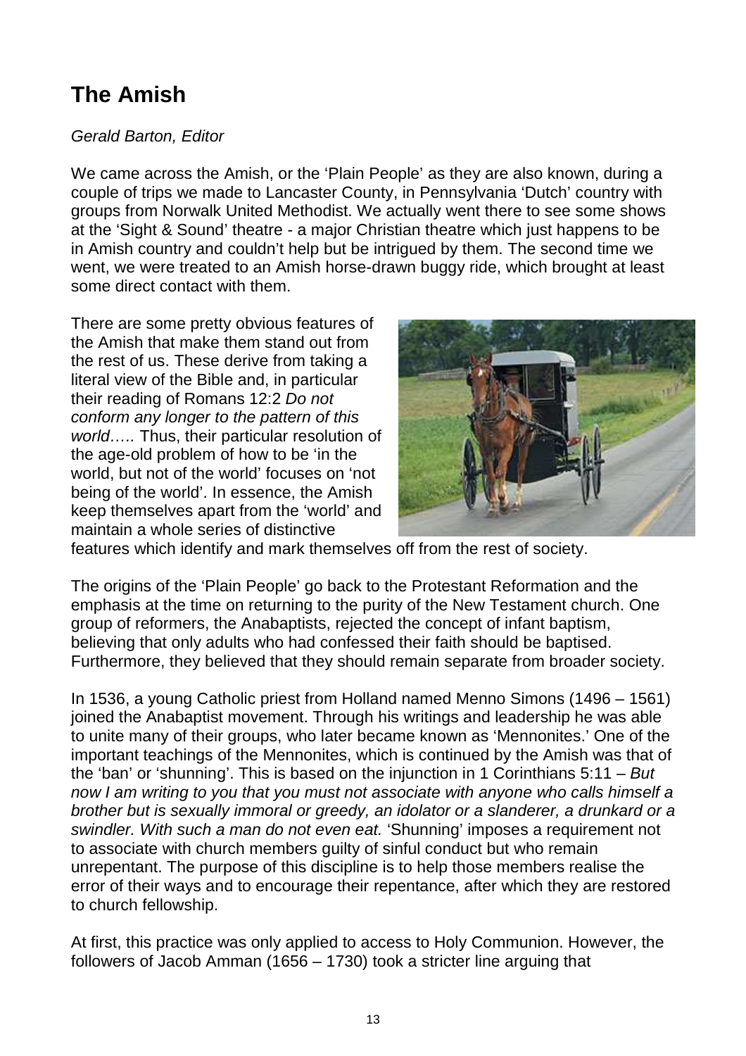# The Amish

*Gerald Barton, Editor*

We came across the Amish, or the 'Plain People' as they are also known, during a couple of trips we made to Lancaster County, in Pennsylvania 'Dutch' country with groups from Norwalk United Methodist. We actually went there to see some shows at the 'Sight & Sound' theatre - a major Christian theatre which just happens to be in Amish country and couldn't help but be intrigued by them. The second time we went, we were treated to an Amish horse-drawn buggy ride, which brought at least some direct contact with them.

There are some pretty obvious features of the Amish that make them stand out from the rest of us. These derive from taking a literal view of the Bible and, in particular their reading of Romans 12:2 *Do not conform any longer to the pattern of this world…..* Thus, their particular resolution of the age-old problem of how to be 'in the world, but not of the world' focuses on 'not being of the world'. In essence, the Amish keep themselves apart from the 'world' and maintain a whole series of distinctive features which identify and mark themselves off from the rest of society.

The origins of the 'Plain People' go back to the Protestant Reformation and the emphasis at the time on returning to the purity of the New Testament church. One group of reformers, the Anabaptists, rejected the concept of infant baptism, believing that only adults who had confessed their faith should be baptised. Furthermore, they believed that they should remain separate from broader society.

In 1536, a young Catholic priest from Holland named Menno Simons (1496 – 1561) joined the Anabaptist movement. Through his writings and leadership he was able to unite many of their groups, who later became known as 'Mennonites.' One of the important teachings of the Mennonites, which is continued by the Amish was that of the 'ban' or 'shunning'. This is based on the injunction in 1 Corinthians 5:11 – *But now I am writing to you that you must not associate with anyone who calls himself a brother but is sexually immoral or greedy, an idolator or a slanderer, a drunkard or a swindler. With such a man do not even eat.* 'Shunning' imposes a requirement not to associate with church members guilty of sinful conduct but who remain unrepentant. The purpose of this discipline is to help those members realise the error of their ways and to encourage their repentance, after which they are restored to church fellowship.

At first, this practice was only applied to access to Holy Communion. However, the followers of Jacob Amman (1656 – 1730) took a stricter line arguing that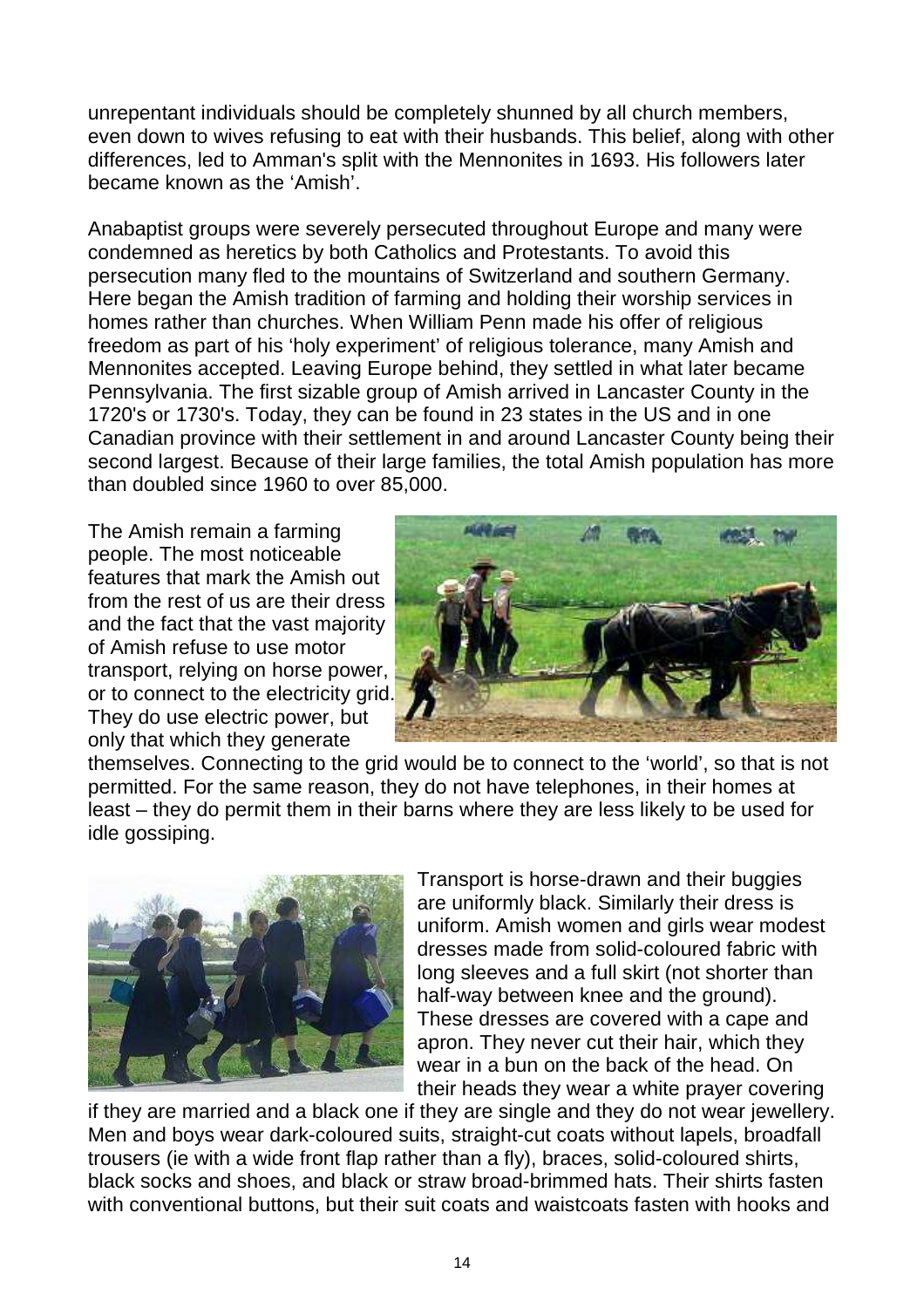unrepentant individuals should be completely shunned by all church members, even down to wives refusing to eat with their husbands. This belief, along with other differences, led to Amman's split with the Mennonites in 1693. His followers later became known as the 'Amish'.

Anabaptist groups were severely persecuted throughout Europe and many were condemned as heretics by both Catholics and Protestants. To avoid this persecution many fled to the mountains of Switzerland and southern Germany. Here began the Amish tradition of farming and holding their worship services in homes rather than churches. When William Penn made his offer of religious freedom as part of his 'holy experiment' of religious tolerance, many Amish and Mennonites accepted. Leaving Europe behind, they settled in what later became Pennsylvania. The first sizable group of Amish arrived in Lancaster County in the 1720's or 1730's. Today, they can be found in 23 states in the US and in one Canadian province with their settlement in and around Lancaster County being their second largest. Because of their large families, the total Amish population has more than doubled since 1960 to over 85,000.

The Amish remain a farming people. The most noticeable features that mark the Amish out from the rest of us are their dress and the fact that the vast majority of Amish refuse to use motor transport, relying on horse power, or to connect to the electricity grid. They do use electric power, but only that which they generate themselves. Connecting to the grid would be to connect to the 'world', so that is not permitted. For the same reason, they do not have telephones, in their homes at least – they do permit them in their barns where they are less likely to be used for idle gossiping.

Transport is horse-drawn and their buggies are uniformly black. Similarly their dress is uniform. Amish women and girls wear modest dresses made from solid-coloured fabric with long sleeves and a full skirt (not shorter than half-way between knee and the ground). These dresses are covered with a cape and apron. They never cut their hair, which they wear in a bun on the back of the head. On their heads they wear a white prayer covering if they are married and a black one if they are single and they do not wear jewellery. Men and boys wear dark-coloured suits, straight-cut coats without lapels, broadfall trousers (ie with a wide front flap rather than a fly), braces, solid-coloured shirts, black socks and shoes, and black or straw broad-brimmed hats. Their shirts fasten with conventional buttons, but their suit coats and waistcoats fasten with hooks and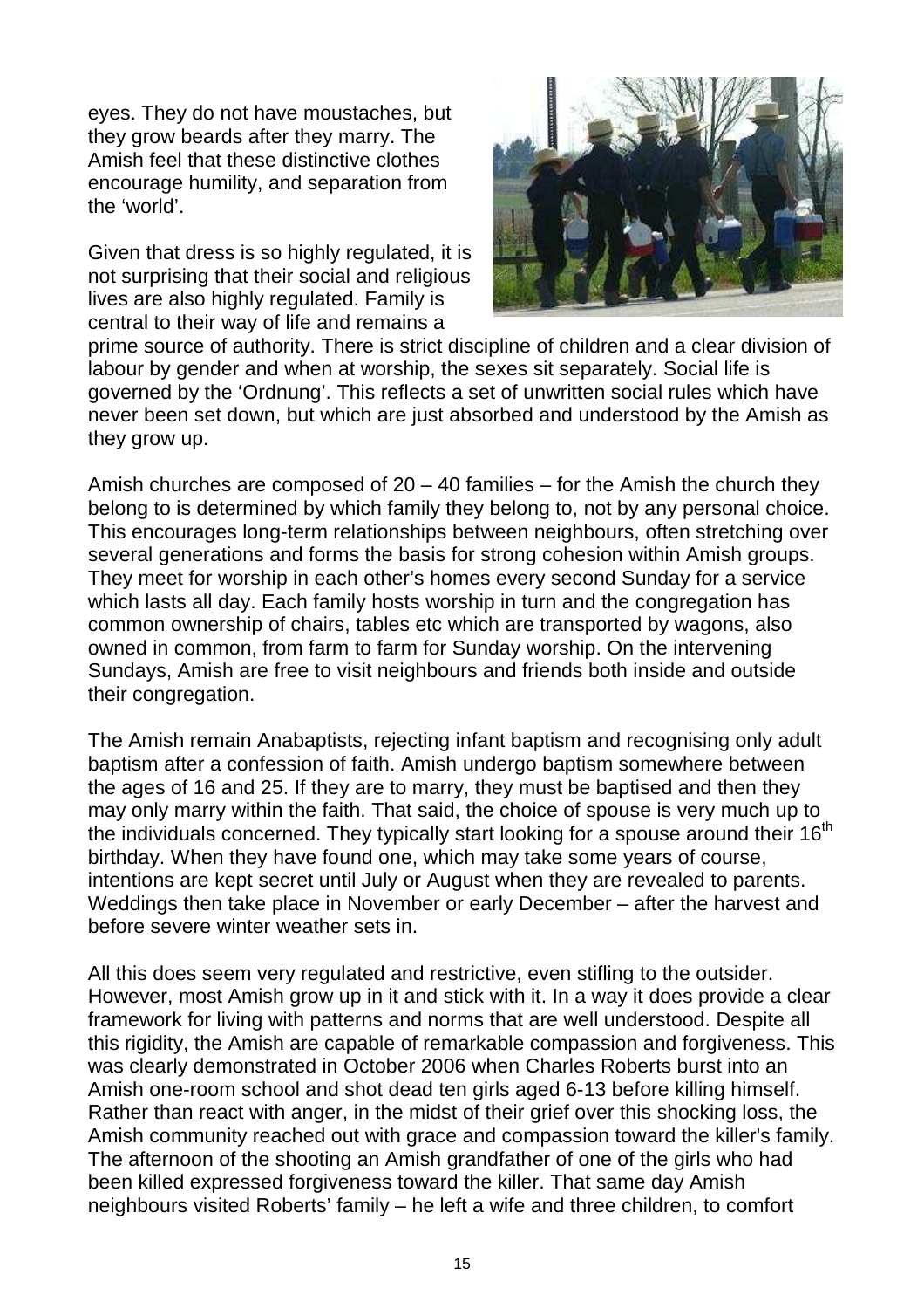eyes. They do not have moustaches, but they grow beards after they marry. The Amish feel that these distinctive clothes encourage humility, and separation from the 'world'.

Given that dress is so highly regulated, it is not surprising that their social and religious lives are also highly regulated. Family is central to their way of life and remains a prime source of authority. There is strict discipline of children and a clear division of labour by gender and when at worship, the sexes sit separately. Social life is governed by the 'Ordnung'. This reflects a set of unwritten social rules which have never been set down, but which are just absorbed and understood by the Amish as they grow up.

Amish churches are composed of 20 – 40 families – for the Amish the church they belong to is determined by which family they belong to, not by any personal choice. This encourages long-term relationships between neighbours, often stretching over several generations and forms the basis for strong cohesion within Amish groups. They meet for worship in each other's homes every second Sunday for a service which lasts all day. Each family hosts worship in turn and the congregation has common ownership of chairs, tables etc which are transported by wagons, also owned in common, from farm to farm for Sunday worship. On the intervening Sundays, Amish are free to visit neighbours and friends both inside and outside their congregation.

The Amish remain Anabaptists, rejecting infant baptism and recognising only adult baptism after a confession of faith. Amish undergo baptism somewhere between the ages of 16 and 25. If they are to marry, they must be baptised and then they may only marry within the faith. That said, the choice of spouse is very much up to the individuals concerned. They typically start looking for a spouse around their 16th birthday. When they have found one, which may take some years of course, intentions are kept secret until July or August when they are revealed to parents. Weddings then take place in November or early December – after the harvest and before severe winter weather sets in.

All this does seem very regulated and restrictive, even stifling to the outsider. However, most Amish grow up in it and stick with it. In a way it does provide a clear framework for living with patterns and norms that are well understood. Despite all this rigidity, the Amish are capable of remarkable compassion and forgiveness. This was clearly demonstrated in October 2006 when Charles Roberts burst into an Amish one-room school and shot dead ten girls aged 6-13 before killing himself. Rather than react with anger, in the midst of their grief over this shocking loss, the Amish community reached out with grace and compassion toward the killer's family. The afternoon of the shooting an Amish grandfather of one of the girls who had been killed expressed forgiveness toward the killer. That same day Amish neighbours visited Roberts' family – he left a wife and three children, to comfort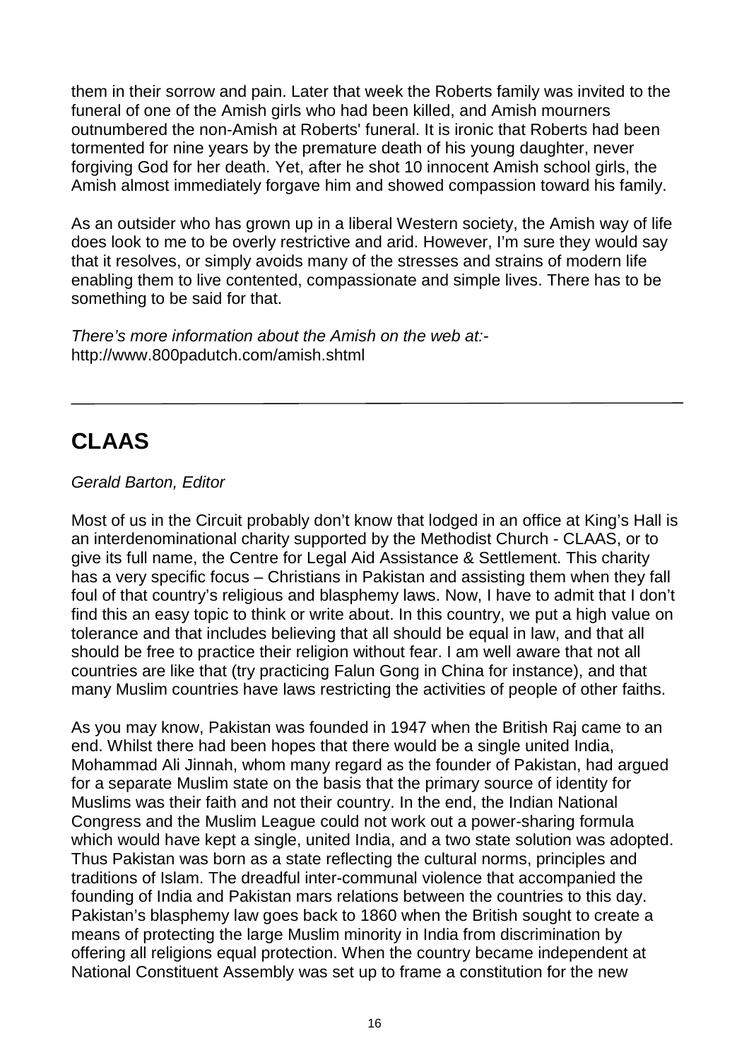them in their sorrow and pain. Later that week the Roberts family was invited to the funeral of one of the Amish girls who had been killed, and Amish mourners outnumbered the non-Amish at Roberts' funeral. It is ironic that Roberts had been tormented for nine years by the premature death of his young daughter, never forgiving God for her death. Yet, after he shot 10 innocent Amish school girls, the Amish almost immediately forgave him and showed compassion toward his family.

As an outsider who has grown up in a liberal Western society, the Amish way of life does look to me to be overly restrictive and arid. However, I'm sure they would say that it resolves, or simply avoids many of the stresses and strains of modern life enabling them to live contented, compassionate and simple lives. There has to be something to be said for that.

*There's more information about the Amish on the web at:-*
http://www.800padutch.com/amish.shtml

---

# CLAAS

*Gerald Barton, Editor*

Most of us in the Circuit probably don't know that lodged in an office at King's Hall is an interdenominational charity supported by the Methodist Church - CLAAS, or to give its full name, the Centre for Legal Aid Assistance & Settlement. This charity has a very specific focus – Christians in Pakistan and assisting them when they fall foul of that country's religious and blasphemy laws. Now, I have to admit that I don't find this an easy topic to think or write about. In this country, we put a high value on tolerance and that includes believing that all should be equal in law, and that all should be free to practice their religion without fear. I am well aware that not all countries are like that (try practicing Falun Gong in China for instance), and that many Muslim countries have laws restricting the activities of people of other faiths.

As you may know, Pakistan was founded in 1947 when the British Raj came to an end. Whilst there had been hopes that there would be a single united India, Mohammad Ali Jinnah, whom many regard as the founder of Pakistan, had argued for a separate Muslim state on the basis that the primary source of identity for Muslims was their faith and not their country. In the end, the Indian National Congress and the Muslim League could not work out a power-sharing formula which would have kept a single, united India, and a two state solution was adopted. Thus Pakistan was born as a state reflecting the cultural norms, principles and traditions of Islam. The dreadful inter-communal violence that accompanied the founding of India and Pakistan mars relations between the countries to this day. Pakistan's blasphemy law goes back to 1860 when the British sought to create a means of protecting the large Muslim minority in India from discrimination by offering all religions equal protection. When the country became independent at National Constituent Assembly was set up to frame a constitution for the new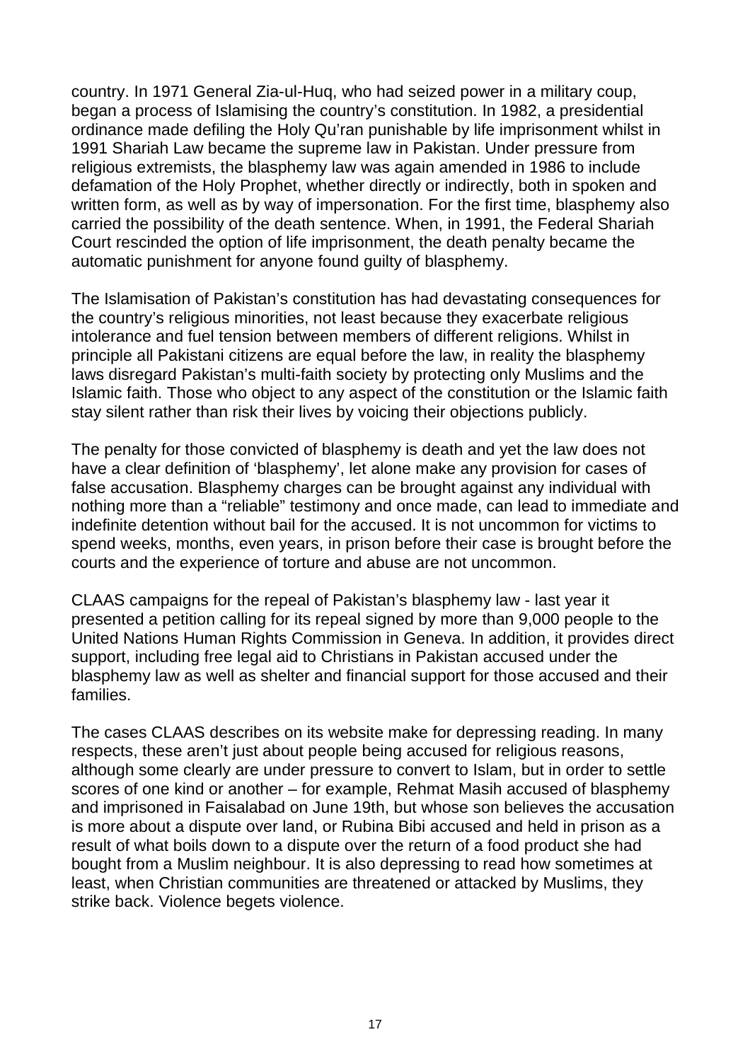country. In 1971 General Zia-ul-Huq, who had seized power in a military coup, began a process of Islamising the country's constitution. In 1982, a presidential ordinance made defiling the Holy Qu'ran punishable by life imprisonment whilst in 1991 Shariah Law became the supreme law in Pakistan. Under pressure from religious extremists, the blasphemy law was again amended in 1986 to include defamation of the Holy Prophet, whether directly or indirectly, both in spoken and written form, as well as by way of impersonation. For the first time, blasphemy also carried the possibility of the death sentence. When, in 1991, the Federal Shariah Court rescinded the option of life imprisonment, the death penalty became the automatic punishment for anyone found guilty of blasphemy.

The Islamisation of Pakistan's constitution has had devastating consequences for the country's religious minorities, not least because they exacerbate religious intolerance and fuel tension between members of different religions. Whilst in principle all Pakistani citizens are equal before the law, in reality the blasphemy laws disregard Pakistan's multi-faith society by protecting only Muslims and the Islamic faith. Those who object to any aspect of the constitution or the Islamic faith stay silent rather than risk their lives by voicing their objections publicly.

The penalty for those convicted of blasphemy is death and yet the law does not have a clear definition of 'blasphemy', let alone make any provision for cases of false accusation. Blasphemy charges can be brought against any individual with nothing more than a "reliable" testimony and once made, can lead to immediate and indefinite detention without bail for the accused. It is not uncommon for victims to spend weeks, months, even years, in prison before their case is brought before the courts and the experience of torture and abuse are not uncommon.

CLAAS campaigns for the repeal of Pakistan's blasphemy law - last year it presented a petition calling for its repeal signed by more than 9,000 people to the United Nations Human Rights Commission in Geneva. In addition, it provides direct support, including free legal aid to Christians in Pakistan accused under the blasphemy law as well as shelter and financial support for those accused and their families.

The cases CLAAS describes on its website make for depressing reading. In many respects, these aren't just about people being accused for religious reasons, although some clearly are under pressure to convert to Islam, but in order to settle scores of one kind or another – for example, Rehmat Masih accused of blasphemy and imprisoned in Faisalabad on June 19th, but whose son believes the accusation is more about a dispute over land, or Rubina Bibi accused and held in prison as a result of what boils down to a dispute over the return of a food product she had bought from a Muslim neighbour. It is also depressing to read how sometimes at least, when Christian communities are threatened or attacked by Muslims, they strike back. Violence begets violence.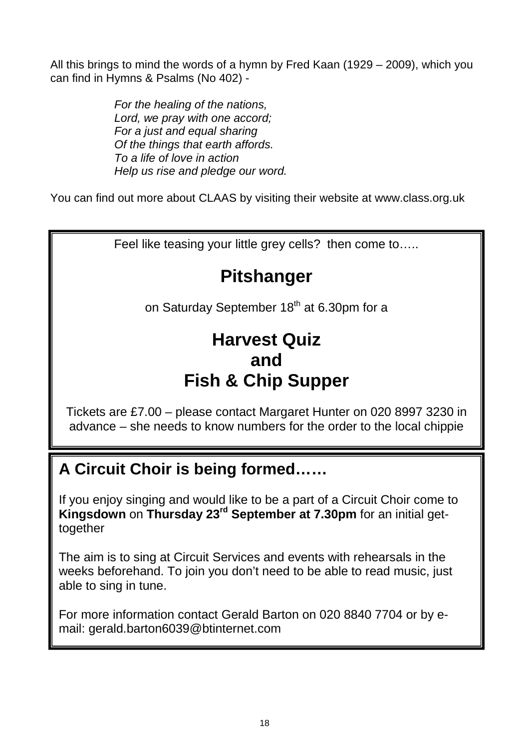All this brings to mind the words of a hymn by Fred Kaan (1929 – 2009), which you can find in Hymns & Psalms (No 402) -

> *For the healing of the nations,*
> *Lord, we pray with one accord;*
> *For a just and equal sharing*
> *Of the things that earth affords.*
> *To a life of love in action*
> *Help us rise and pledge our word.*

You can find out more about CLAAS by visiting their website at www.class.org.uk

---

Feel like teasing your little grey cells? then come to…..

## Pitshanger

on Saturday September 18th at 6.30pm for a

## Harvest Quiz
## and
## Fish & Chip Supper

Tickets are £7.00 – please contact Margaret Hunter on 020 8997 3230 in advance – she needs to know numbers for the order to the local chippie

---

## A Circuit Choir is being formed……

If you enjoy singing and would like to be a part of a Circuit Choir come to **Kingsdown** on **Thursday 23rd September at 7.30pm** for an initial get-together

The aim is to sing at Circuit Services and events with rehearsals in the weeks beforehand. To join you don't need to be able to read music, just able to sing in tune.

For more information contact Gerald Barton on 020 8840 7704 or by e-mail: gerald.barton6039@btinternet.com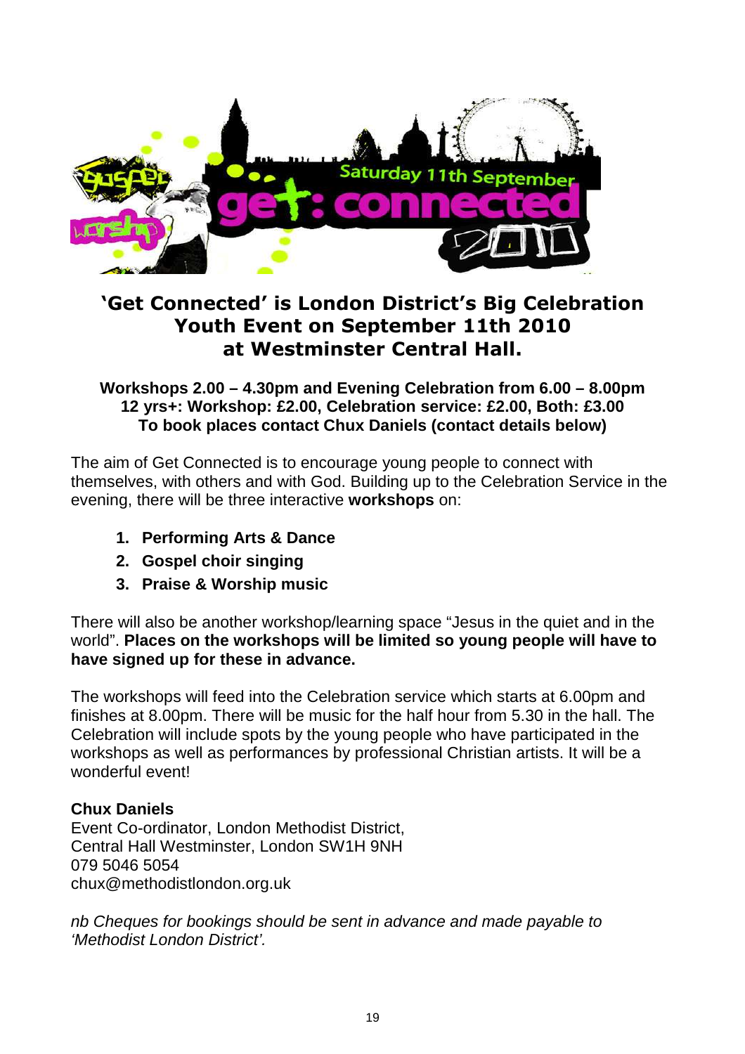## 'Get Connected' is London District's Big Celebration Youth Event on September 11th 2010 at Westminster Central Hall.

**Workshops 2.00 – 4.30pm and Evening Celebration from 6.00 – 8.00pm**
**12 yrs+: Workshop: £2.00, Celebration service: £2.00, Both: £3.00**
**To book places contact Chux Daniels (contact details below)**

The aim of Get Connected is to encourage young people to connect with themselves, with others and with God. Building up to the Celebration Service in the evening, there will be three interactive **workshops** on:

1. **Performing Arts & Dance**
2. **Gospel choir singing**
3. **Praise & Worship music**

There will also be another workshop/learning space "Jesus in the quiet and in the world". **Places on the workshops will be limited so young people will have to have signed up for these in advance.**

The workshops will feed into the Celebration service which starts at 6.00pm and finishes at 8.00pm. There will be music for the half hour from 5.30 in the hall. The Celebration will include spots by the young people who have participated in the workshops as well as performances by professional Christian artists. It will be a wonderful event!

**Chux Daniels**
Event Co-ordinator, London Methodist District,
Central Hall Westminster, London SW1H 9NH
079 5046 5054
chux@methodistlondon.org.uk

*nb Cheques for bookings should be sent in advance and made payable to 'Methodist London District'.*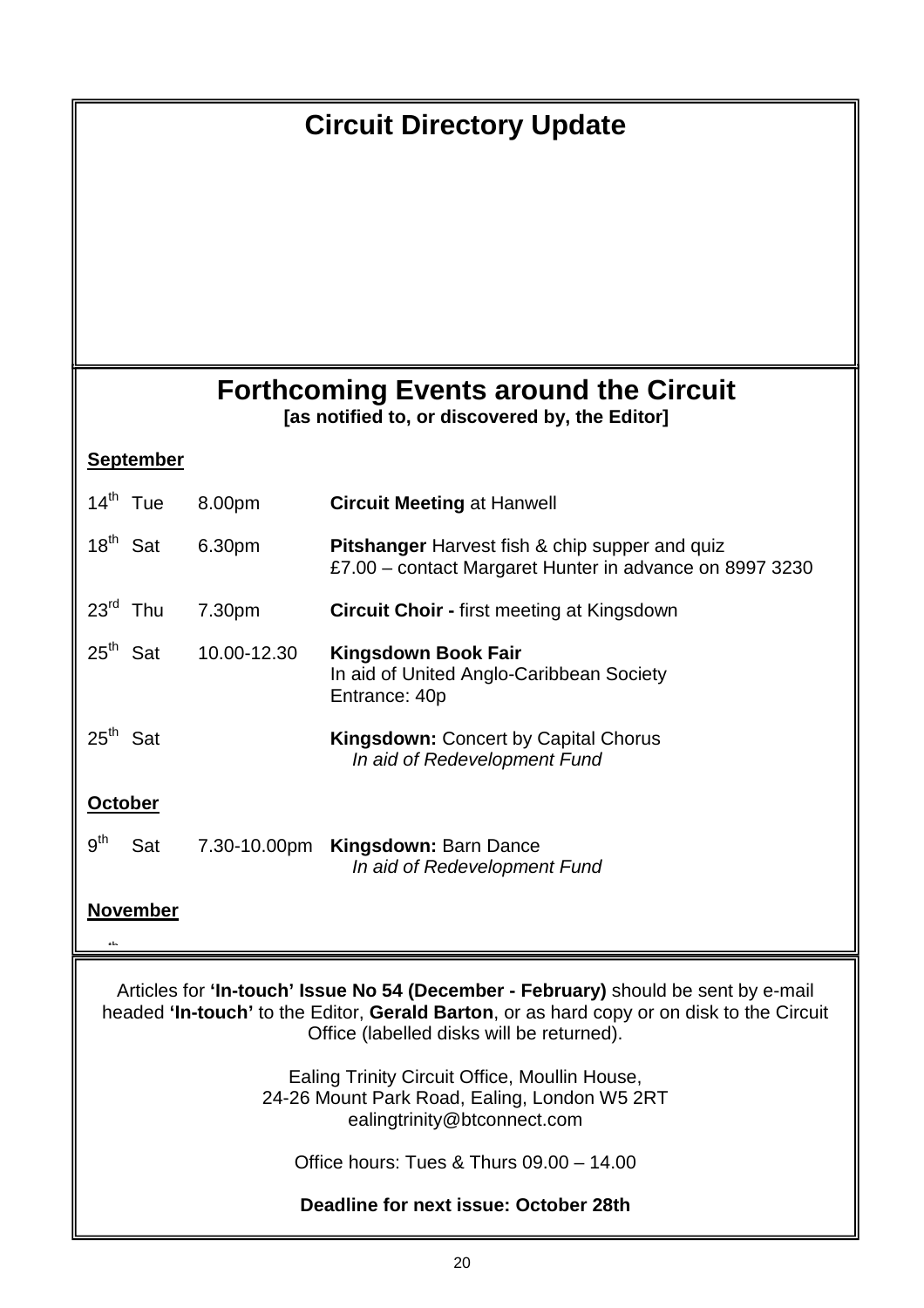# Circuit Directory Update

# Forthcoming Events around the Circuit

**[as notified to, or discovered by, the Editor]**

**September**

| | | | |
|---|---|---|---|
| 14th | Tue | 8.00pm | **Circuit Meeting** at Hanwell |
| 18th | Sat | 6.30pm | **Pitshanger** Harvest fish & chip supper and quiz<br>£7.00 – contact Margaret Hunter in advance on 8997 3230 |
| 23rd | Thu | 7.30pm | **Circuit Choir -** first meeting at Kingsdown |
| 25th | Sat | 10.00-12.30 | **Kingsdown Book Fair**<br>In aid of United Anglo-Caribbean Society<br>Entrance: 40p |
| 25th | Sat | | **Kingsdown:** Concert by Capital Chorus<br>*In aid of Redevelopment Fund* |

**October**

| | | | |
|---|---|---|---|
| 9th | Sat | 7.30-10.00pm | **Kingsdown:** Barn Dance<br>*In aid of Redevelopment Fund* |

**November**

Articles for **'In-touch' Issue No 54 (December - February)** should be sent by e-mail headed **'In-touch'** to the Editor, **Gerald Barton**, or as hard copy or on disk to the Circuit Office (labelled disks will be returned).

Ealing Trinity Circuit Office, Moullin House,
24-26 Mount Park Road, Ealing, London W5 2RT
ealingtrinity@btconnect.com

Office hours: Tues & Thurs 09.00 – 14.00

**Deadline for next issue: October 28th**